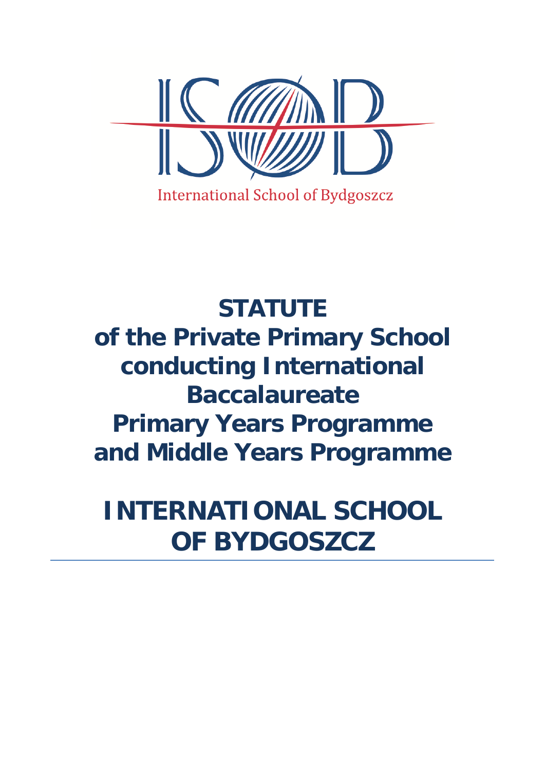International School of Bydgoszcz

# STATUTE
# of the Private Primary School conducting International Baccalaureate Primary Years Programme and Middle Years Programme

# INTERNATIONAL SCHOOL OF BYDGOSZCZ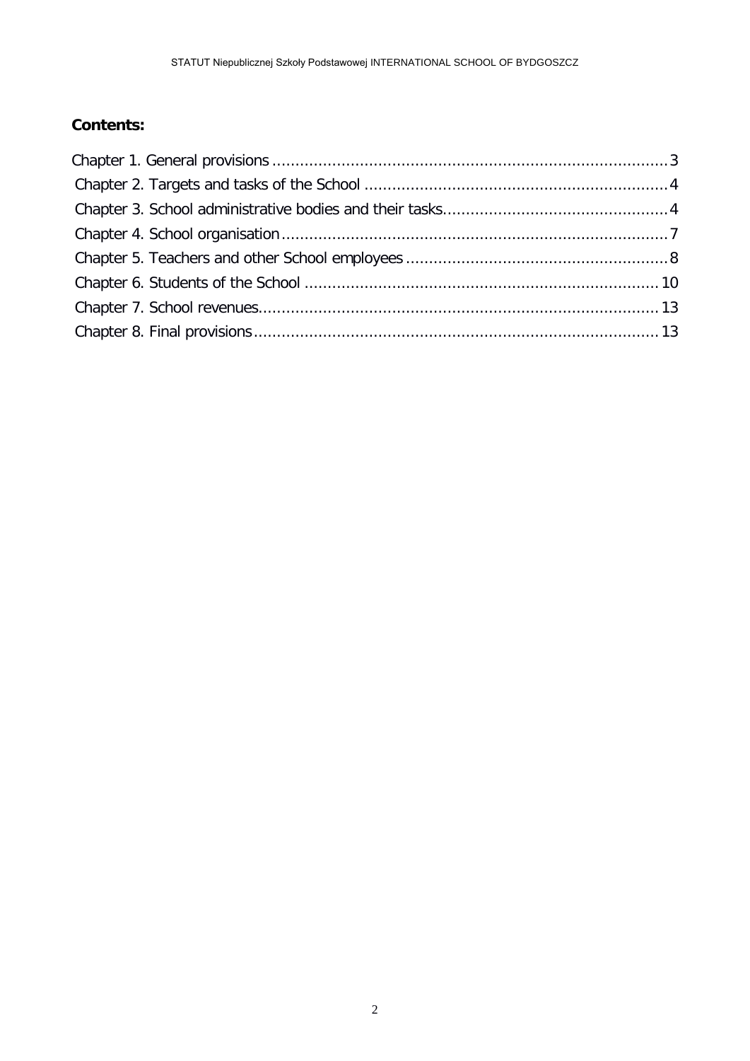**Contents:**

Chapter 1. General provisions ..................................................................................... 3
Chapter 2. Targets and tasks of the School ................................................................. 4
Chapter 3. School administrative bodies and their tasks................................................ 4
Chapter 4. School organisation .................................................................................... 7
Chapter 5. Teachers and other School employees ........................................................ 8
Chapter 6. Students of the School ............................................................................. 10
Chapter 7. School revenues....................................................................................... 13
Chapter 8. Final provisions ........................................................................................ 13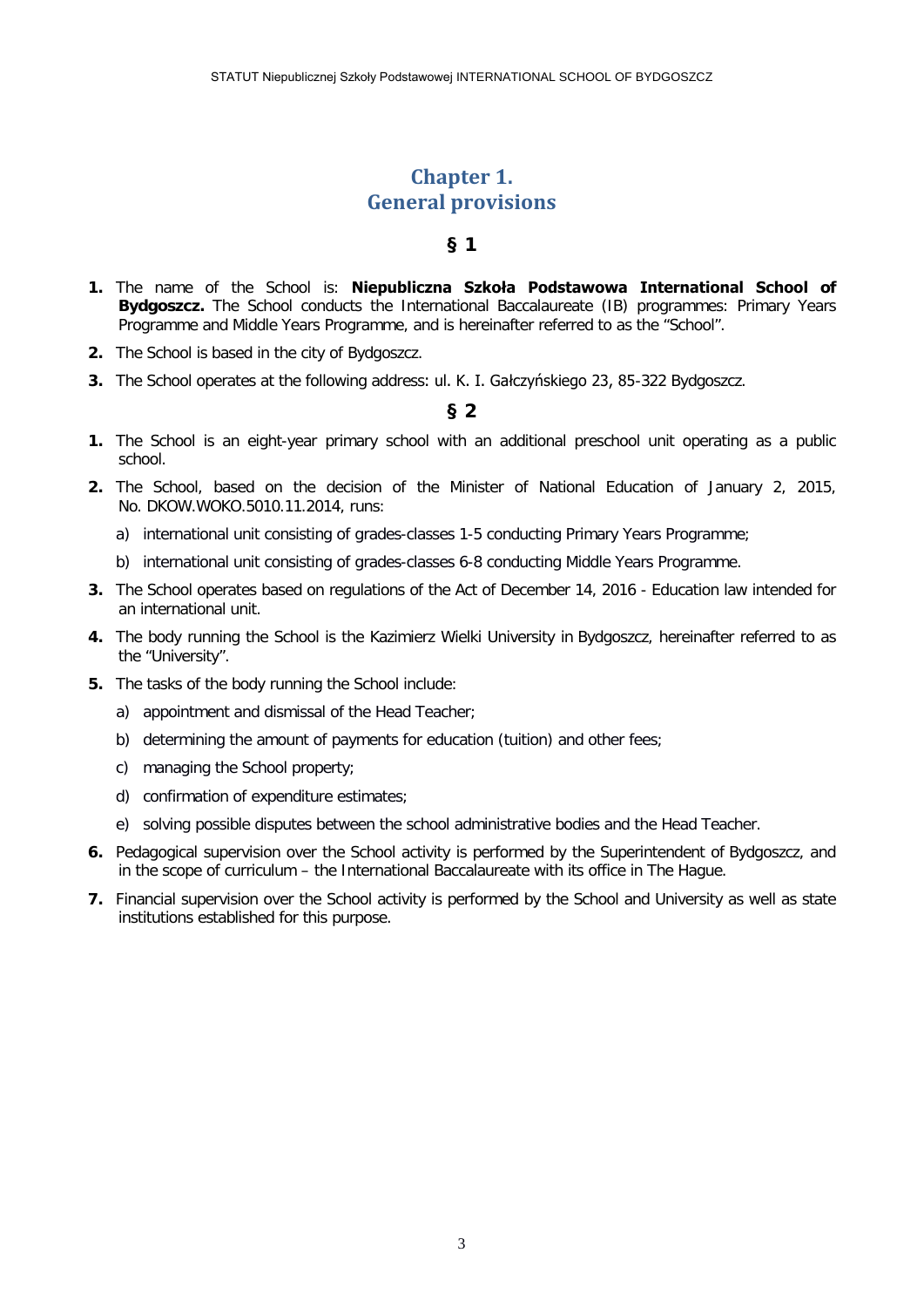# Chapter 1.
# General provisions

### § 1

1. The name of the School is: **Niepubliczna Szkoła Podstawowa International School of Bydgoszcz.** The School conducts the International Baccalaureate (IB) programmes: Primary Years Programme and Middle Years Programme, and is hereinafter referred to as the "School".
2. The School is based in the city of Bydgoszcz.
3. The School operates at the following address: ul. K. I. Gałczyńskiego 23, 85-322 Bydgoszcz.

### § 2

1. The School is an eight-year primary school with an additional preschool unit operating as a public school.
2. The School, based on the decision of the Minister of National Education of January 2, 2015, No. DKOW.WOKO.5010.11.2014, runs:
   a) international unit consisting of grades-classes 1-5 conducting Primary Years Programme;
   b) international unit consisting of grades-classes 6-8 conducting Middle Years Programme.
3. The School operates based on regulations of the Act of December 14, 2016 - Education law intended for an international unit.
4. The body running the School is the Kazimierz Wielki University in Bydgoszcz, hereinafter referred to as the "University".
5. The tasks of the body running the School include:
   a) appointment and dismissal of the Head Teacher;
   b) determining the amount of payments for education (tuition) and other fees;
   c) managing the School property;
   d) confirmation of expenditure estimates;
   e) solving possible disputes between the school administrative bodies and the Head Teacher.
6. Pedagogical supervision over the School activity is performed by the Superintendent of Bydgoszcz, and in the scope of curriculum – the International Baccalaureate with its office in The Hague.
7. Financial supervision over the School activity is performed by the School and University as well as state institutions established for this purpose.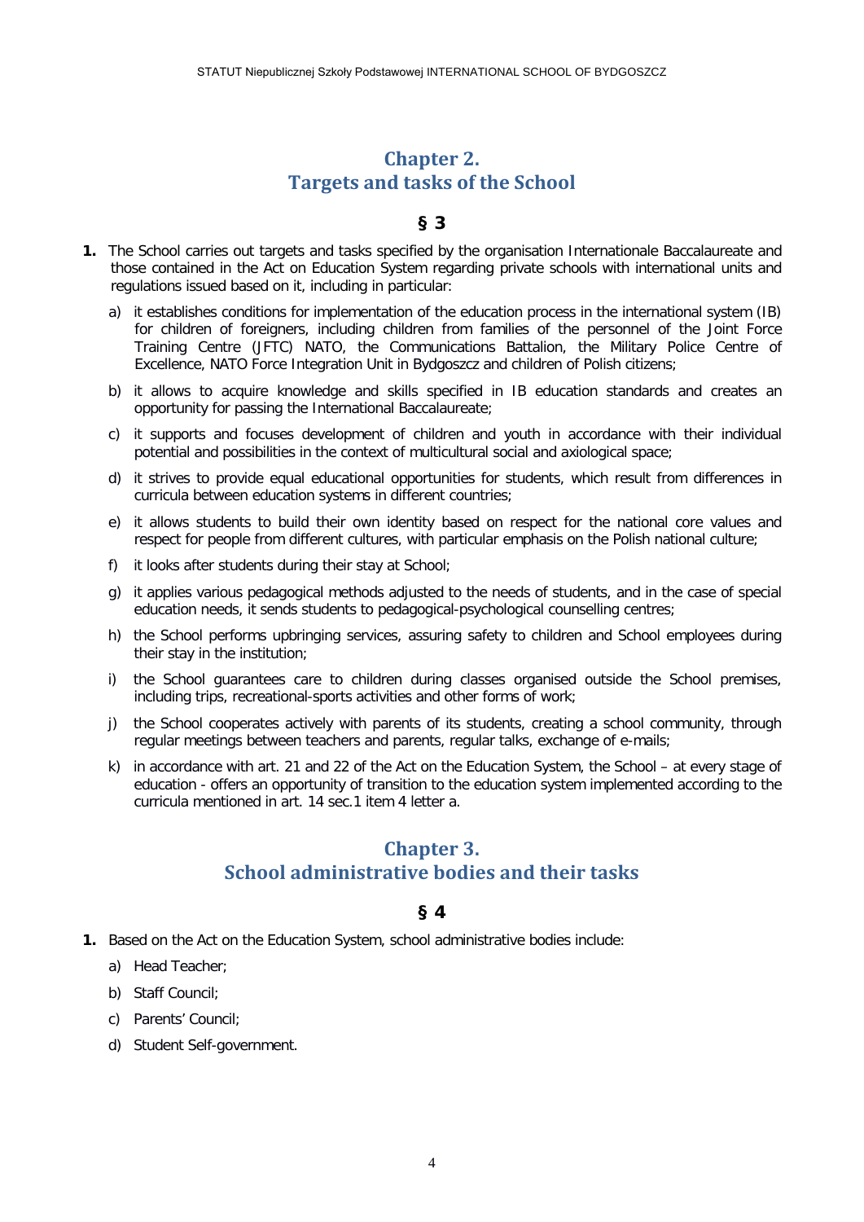## Chapter 2.
## Targets and tasks of the School

### § 3

**1.** The School carries out targets and tasks specified by the organisation Internationale Baccalaureate and those contained in the Act on Education System regarding private schools with international units and regulations issued based on it, including in particular:

a) it establishes conditions for implementation of the education process in the international system (IB) for children of foreigners, including children from families of the personnel of the Joint Force Training Centre (JFTC) NATO, the Communications Battalion, the Military Police Centre of Excellence, NATO Force Integration Unit in Bydgoszcz and children of Polish citizens;

b) it allows to acquire knowledge and skills specified in IB education standards and creates an opportunity for passing the International Baccalaureate;

c) it supports and focuses development of children and youth in accordance with their individual potential and possibilities in the context of multicultural social and axiological space;

d) it strives to provide equal educational opportunities for students, which result from differences in curricula between education systems in different countries;

e) it allows students to build their own identity based on respect for the national core values and respect for people from different cultures, with particular emphasis on the Polish national culture;

f) it looks after students during their stay at School;

g) it applies various pedagogical methods adjusted to the needs of students, and in the case of special education needs, it sends students to pedagogical-psychological counselling centres;

h) the School performs upbringing services, assuring safety to children and School employees during their stay in the institution;

i) the School guarantees care to children during classes organised outside the School premises, including trips, recreational-sports activities and other forms of work;

j) the School cooperates actively with parents of its students, creating a school community, through regular meetings between teachers and parents, regular talks, exchange of e-mails;

k) in accordance with art. 21 and 22 of the Act on the Education System, the School – at every stage of education - offers an opportunity of transition to the education system implemented according to the curricula mentioned in art. 14 sec.1 item 4 letter a.

## Chapter 3.
## School administrative bodies and their tasks

### § 4

**1.** Based on the Act on the Education System, school administrative bodies include:

a) Head Teacher;

b) Staff Council;

c) Parents' Council;

d) Student Self-government.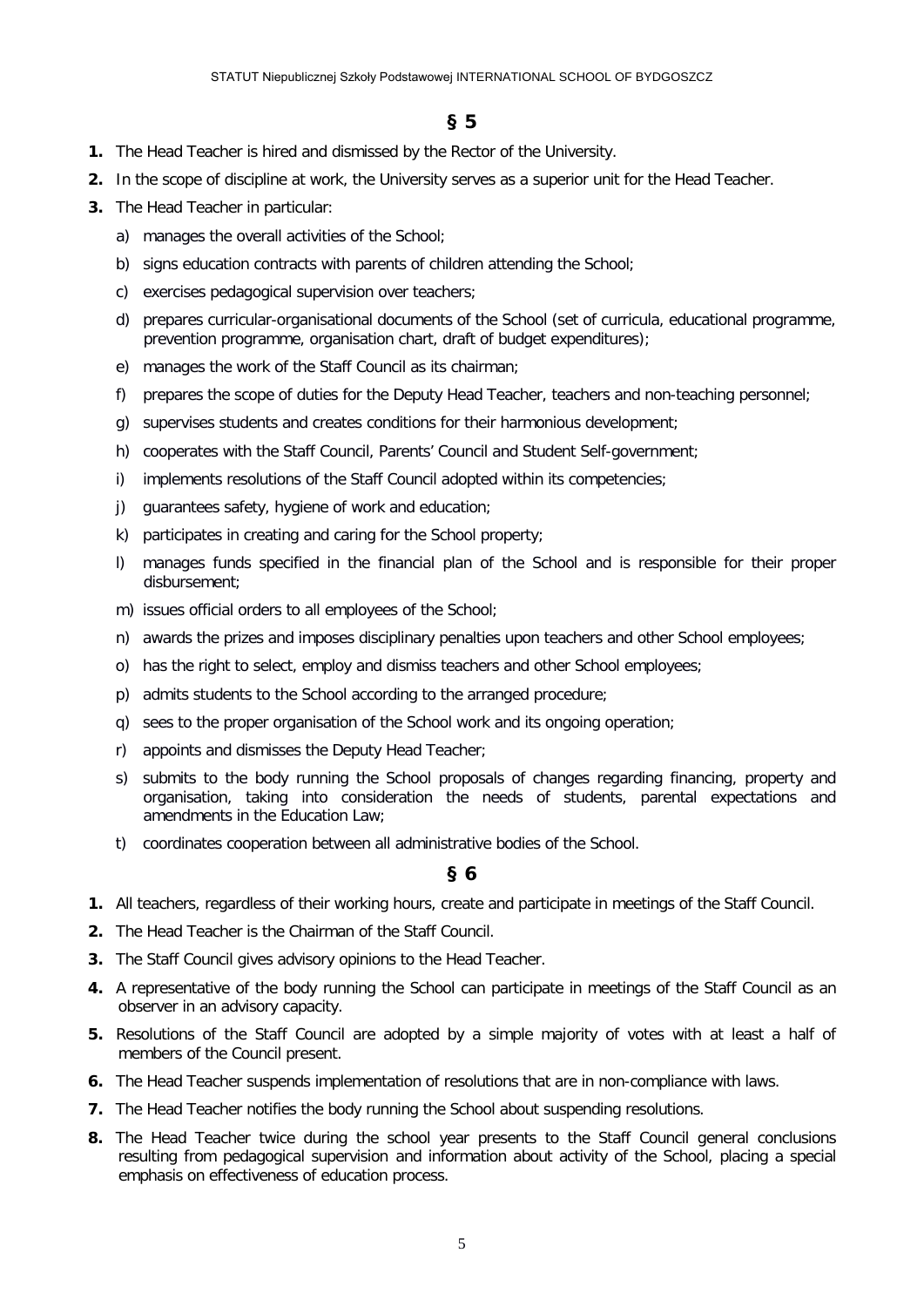## § 5

1. The Head Teacher is hired and dismissed by the Rector of the University.
2. In the scope of discipline at work, the University serves as a superior unit for the Head Teacher.
3. The Head Teacher in particular:
   a) manages the overall activities of the School;
   b) signs education contracts with parents of children attending the School;
   c) exercises pedagogical supervision over teachers;
   d) prepares curricular-organisational documents of the School (set of curricula, educational programme, prevention programme, organisation chart, draft of budget expenditures);
   e) manages the work of the Staff Council as its chairman;
   f) prepares the scope of duties for the Deputy Head Teacher, teachers and non-teaching personnel;
   g) supervises students and creates conditions for their harmonious development;
   h) cooperates with the Staff Council, Parents' Council and Student Self-government;
   i) implements resolutions of the Staff Council adopted within its competencies;
   j) guarantees safety, hygiene of work and education;
   k) participates in creating and caring for the School property;
   l) manages funds specified in the financial plan of the School and is responsible for their proper disbursement;
   m) issues official orders to all employees of the School;
   n) awards the prizes and imposes disciplinary penalties upon teachers and other School employees;
   o) has the right to select, employ and dismiss teachers and other School employees;
   p) admits students to the School according to the arranged procedure;
   q) sees to the proper organisation of the School work and its ongoing operation;
   r) appoints and dismisses the Deputy Head Teacher;
   s) submits to the body running the School proposals of changes regarding financing, property and organisation, taking into consideration the needs of students, parental expectations and amendments in the Education Law;
   t) coordinates cooperation between all administrative bodies of the School.

## § 6

1. All teachers, regardless of their working hours, create and participate in meetings of the Staff Council.
2. The Head Teacher is the Chairman of the Staff Council.
3. The Staff Council gives advisory opinions to the Head Teacher.
4. A representative of the body running the School can participate in meetings of the Staff Council as an observer in an advisory capacity.
5. Resolutions of the Staff Council are adopted by a simple majority of votes with at least a half of members of the Council present.
6. The Head Teacher suspends implementation of resolutions that are in non-compliance with laws.
7. The Head Teacher notifies the body running the School about suspending resolutions.
8. The Head Teacher twice during the school year presents to the Staff Council general conclusions resulting from pedagogical supervision and information about activity of the School, placing a special emphasis on effectiveness of education process.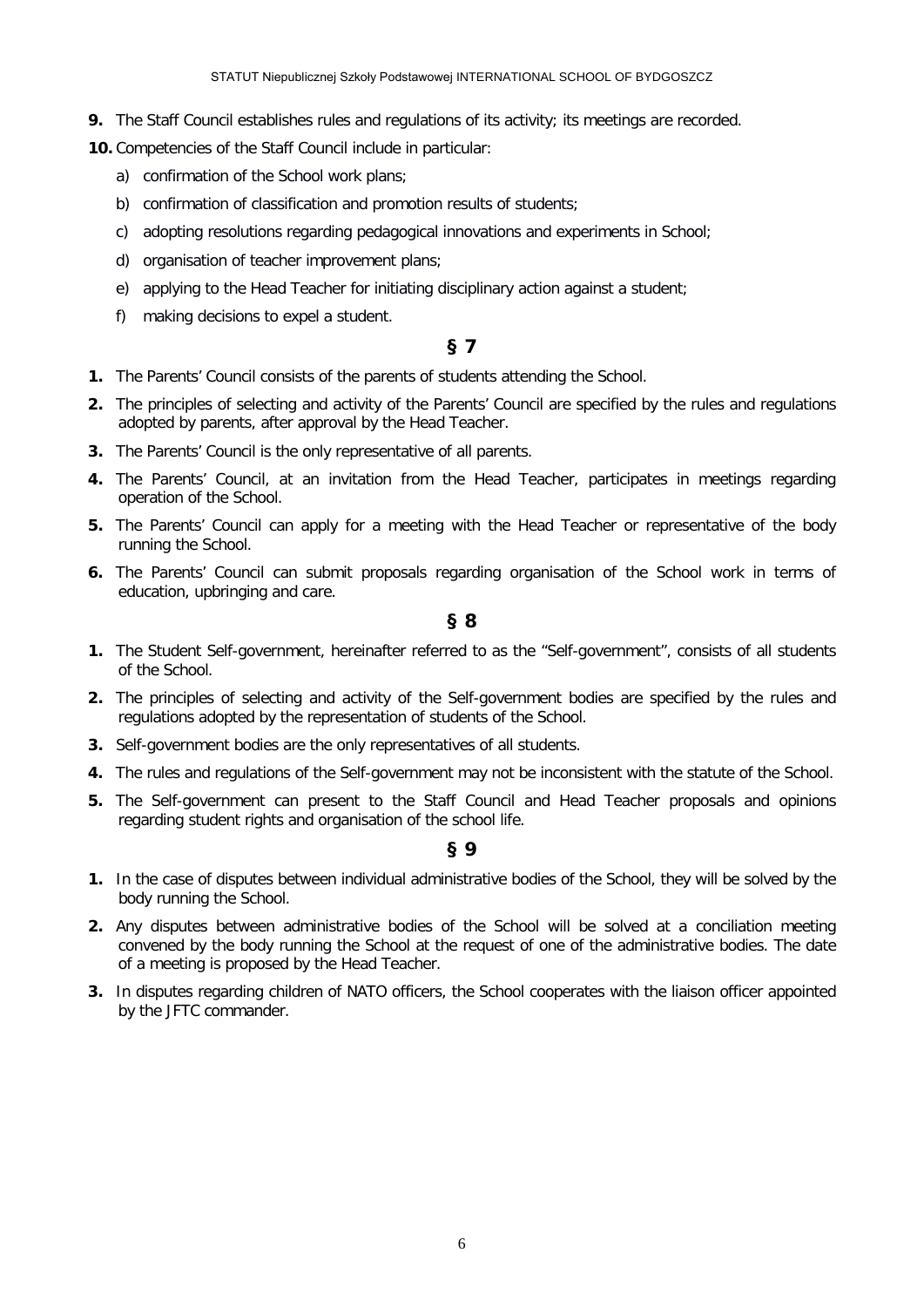**9.** The Staff Council establishes rules and regulations of its activity; its meetings are recorded.

**10.** Competencies of the Staff Council include in particular:

a) confirmation of the School work plans;

b) confirmation of classification and promotion results of students;

c) adopting resolutions regarding pedagogical innovations and experiments in School;

d) organisation of teacher improvement plans;

e) applying to the Head Teacher for initiating disciplinary action against a student;

f) making decisions to expel a student.

## § 7

**1.** The Parents' Council consists of the parents of students attending the School.

**2.** The principles of selecting and activity of the Parents' Council are specified by the rules and regulations adopted by parents, after approval by the Head Teacher.

**3.** The Parents' Council is the only representative of all parents.

**4.** The Parents' Council, at an invitation from the Head Teacher, participates in meetings regarding operation of the School.

**5.** The Parents' Council can apply for a meeting with the Head Teacher or representative of the body running the School.

**6.** The Parents' Council can submit proposals regarding organisation of the School work in terms of education, upbringing and care.

## § 8

**1.** The Student Self-government, hereinafter referred to as the "Self-government", consists of all students of the School.

**2.** The principles of selecting and activity of the Self-government bodies are specified by the rules and regulations adopted by the representation of students of the School.

**3.** Self-government bodies are the only representatives of all students.

**4.** The rules and regulations of the Self-government may not be inconsistent with the statute of the School.

**5.** The Self-government can present to the Staff Council and Head Teacher proposals and opinions regarding student rights and organisation of the school life.

## § 9

**1.** In the case of disputes between individual administrative bodies of the School, they will be solved by the body running the School.

**2.** Any disputes between administrative bodies of the School will be solved at a conciliation meeting convened by the body running the School at the request of one of the administrative bodies. The date of a meeting is proposed by the Head Teacher.

**3.** In disputes regarding children of NATO officers, the School cooperates with the liaison officer appointed by the JFTC commander.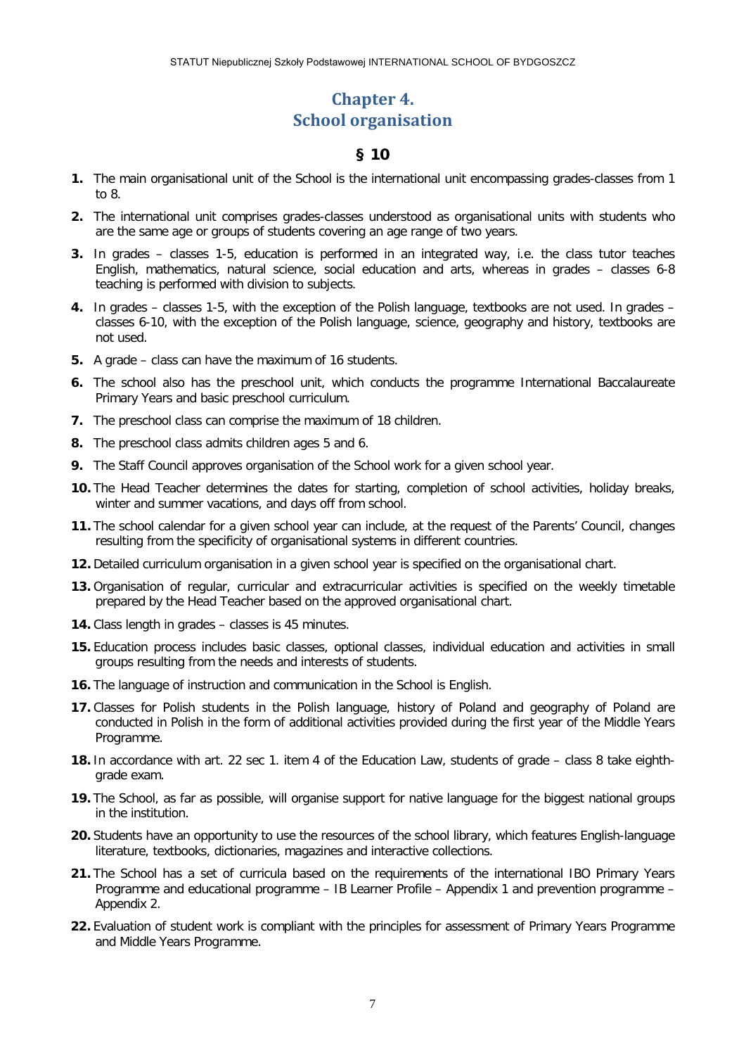# Chapter 4.
# School organisation

## § 10

1. The main organisational unit of the School is the international unit encompassing grades-classes from 1 to 8.
2. The international unit comprises grades-classes understood as organisational units with students who are the same age or groups of students covering an age range of two years.
3. In grades – classes 1-5, education is performed in an integrated way, i.e. the class tutor teaches English, mathematics, natural science, social education and arts, whereas in grades – classes 6-8 teaching is performed with division to subjects.
4. In grades – classes 1-5, with the exception of the Polish language, textbooks are not used. In grades – classes 6-10, with the exception of the Polish language, science, geography and history, textbooks are not used.
5. A grade – class can have the maximum of 16 students.
6. The school also has the preschool unit, which conducts the programme International Baccalaureate Primary Years and basic preschool curriculum.
7. The preschool class can comprise the maximum of 18 children.
8. The preschool class admits children ages 5 and 6.
9. The Staff Council approves organisation of the School work for a given school year.
10. The Head Teacher determines the dates for starting, completion of school activities, holiday breaks, winter and summer vacations, and days off from school.
11. The school calendar for a given school year can include, at the request of the Parents' Council, changes resulting from the specificity of organisational systems in different countries.
12. Detailed curriculum organisation in a given school year is specified on the organisational chart.
13. Organisation of regular, curricular and extracurricular activities is specified on the weekly timetable prepared by the Head Teacher based on the approved organisational chart.
14. Class length in grades – classes is 45 minutes.
15. Education process includes basic classes, optional classes, individual education and activities in small groups resulting from the needs and interests of students.
16. The language of instruction and communication in the School is English.
17. Classes for Polish students in the Polish language, history of Poland and geography of Poland are conducted in Polish in the form of additional activities provided during the first year of the Middle Years Programme.
18. In accordance with art. 22 sec 1. item 4 of the Education Law, students of grade – class 8 take eighth-grade exam.
19. The School, as far as possible, will organise support for native language for the biggest national groups in the institution.
20. Students have an opportunity to use the resources of the school library, which features English-language literature, textbooks, dictionaries, magazines and interactive collections.
21. The School has a set of curricula based on the requirements of the international IBO Primary Years Programme and educational programme – IB Learner Profile – Appendix 1 and prevention programme – Appendix 2.
22. Evaluation of student work is compliant with the principles for assessment of Primary Years Programme and Middle Years Programme.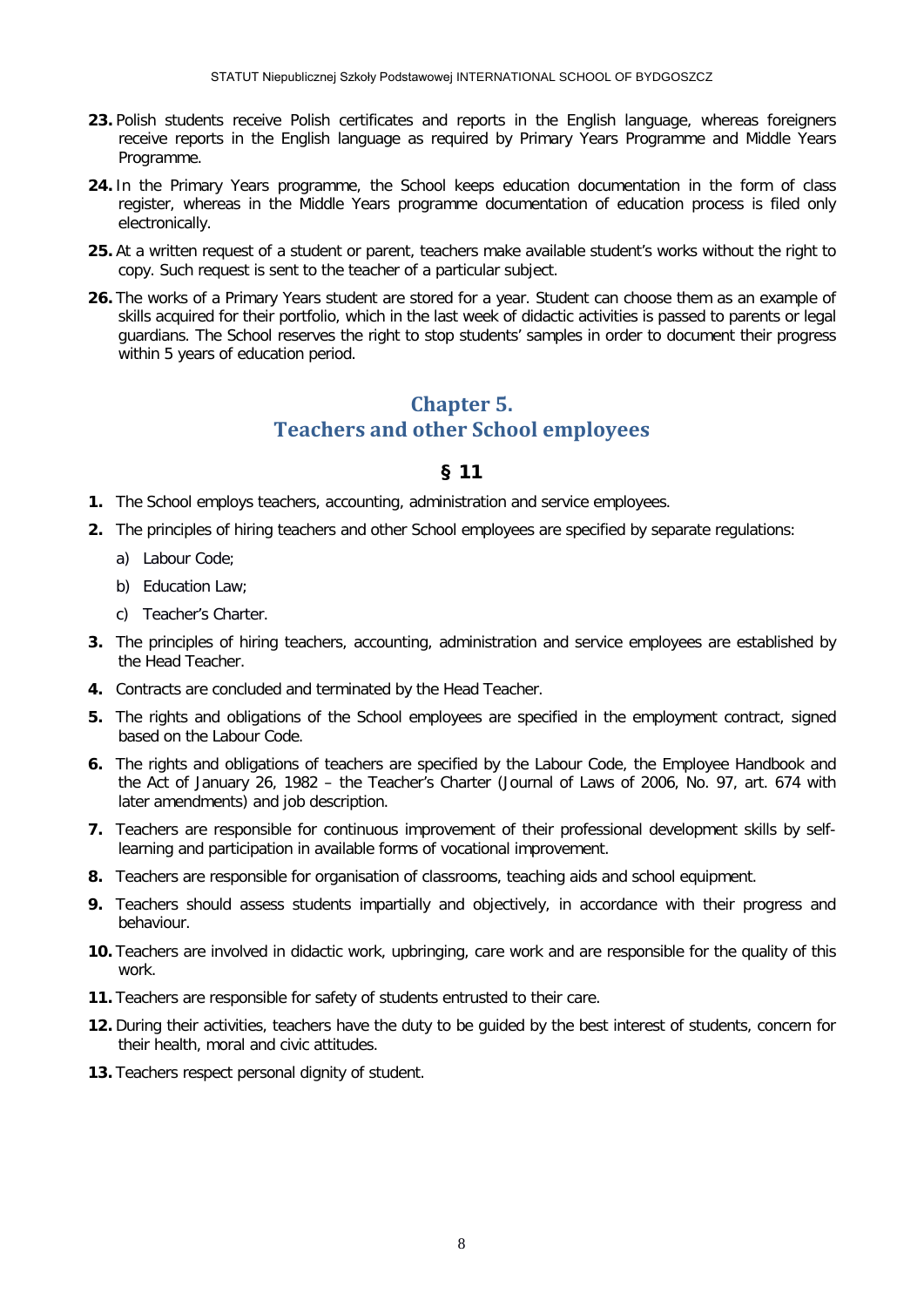23. Polish students receive Polish certificates and reports in the English language, whereas foreigners receive reports in the English language as required by Primary Years Programme and Middle Years Programme.

24. In the Primary Years programme, the School keeps education documentation in the form of class register, whereas in the Middle Years programme documentation of education process is filed only electronically.

25. At a written request of a student or parent, teachers make available student's works without the right to copy. Such request is sent to the teacher of a particular subject.

26. The works of a Primary Years student are stored for a year. Student can choose them as an example of skills acquired for their portfolio, which in the last week of didactic activities is passed to parents or legal guardians. The School reserves the right to stop students' samples in order to document their progress within 5 years of education period.

## Chapter 5.
## Teachers and other School employees

### § 11

1. The School employs teachers, accounting, administration and service employees.
2. The principles of hiring teachers and other School employees are specified by separate regulations:
   a) Labour Code;
   b) Education Law;
   c) Teacher's Charter.
3. The principles of hiring teachers, accounting, administration and service employees are established by the Head Teacher.
4. Contracts are concluded and terminated by the Head Teacher.
5. The rights and obligations of the School employees are specified in the employment contract, signed based on the Labour Code.
6. The rights and obligations of teachers are specified by the Labour Code, the Employee Handbook and the Act of January 26, 1982 – the Teacher's Charter (Journal of Laws of 2006, No. 97, art. 674 with later amendments) and job description.
7. Teachers are responsible for continuous improvement of their professional development skills by self-learning and participation in available forms of vocational improvement.
8. Teachers are responsible for organisation of classrooms, teaching aids and school equipment.
9. Teachers should assess students impartially and objectively, in accordance with their progress and behaviour.
10. Teachers are involved in didactic work, upbringing, care work and are responsible for the quality of this work.
11. Teachers are responsible for safety of students entrusted to their care.
12. During their activities, teachers have the duty to be guided by the best interest of students, concern for their health, moral and civic attitudes.
13. Teachers respect personal dignity of student.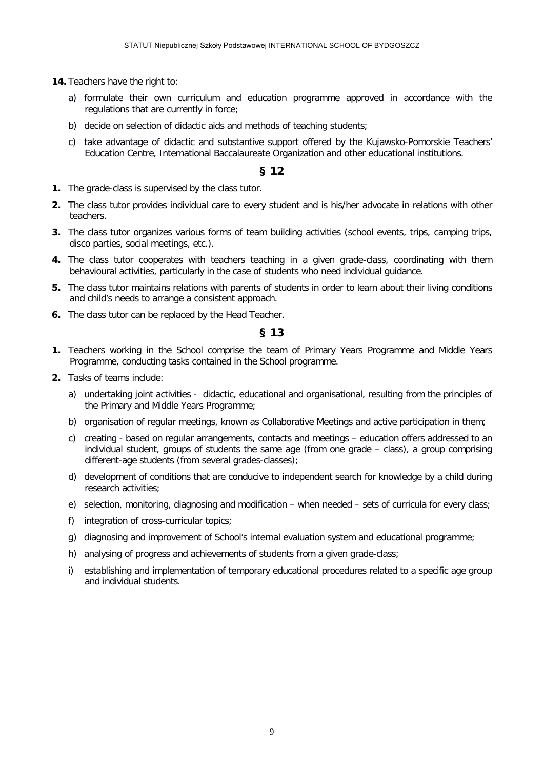**14.** Teachers have the right to:

a) formulate their own curriculum and education programme approved in accordance with the regulations that are currently in force;

b) decide on selection of didactic aids and methods of teaching students;

c) take advantage of didactic and substantive support offered by the Kujawsko-Pomorskie Teachers' Education Centre, International Baccalaureate Organization and other educational institutions.

## § 12

**1.** The grade-class is supervised by the class tutor.

**2.** The class tutor provides individual care to every student and is his/her advocate in relations with other teachers.

**3.** The class tutor organizes various forms of team building activities (school events, trips, camping trips, disco parties, social meetings, etc.).

**4.** The class tutor cooperates with teachers teaching in a given grade-class, coordinating with them behavioural activities, particularly in the case of students who need individual guidance.

**5.** The class tutor maintains relations with parents of students in order to learn about their living conditions and child's needs to arrange a consistent approach.

**6.** The class tutor can be replaced by the Head Teacher.

## § 13

**1.** Teachers working in the School comprise the team of Primary Years Programme and Middle Years Programme, conducting tasks contained in the School programme.

**2.** Tasks of teams include:

a) undertaking joint activities - didactic, educational and organisational, resulting from the principles of the Primary and Middle Years Programme;

b) organisation of regular meetings, known as Collaborative Meetings and active participation in them;

c) creating - based on regular arrangements, contacts and meetings – education offers addressed to an individual student, groups of students the same age (from one grade – class), a group comprising different-age students (from several grades-classes);

d) development of conditions that are conducive to independent search for knowledge by a child during research activities;

e) selection, monitoring, diagnosing and modification – when needed – sets of curricula for every class;

f) integration of cross-curricular topics;

g) diagnosing and improvement of School's internal evaluation system and educational programme;

h) analysing of progress and achievements of students from a given grade-class;

i) establishing and implementation of temporary educational procedures related to a specific age group and individual students.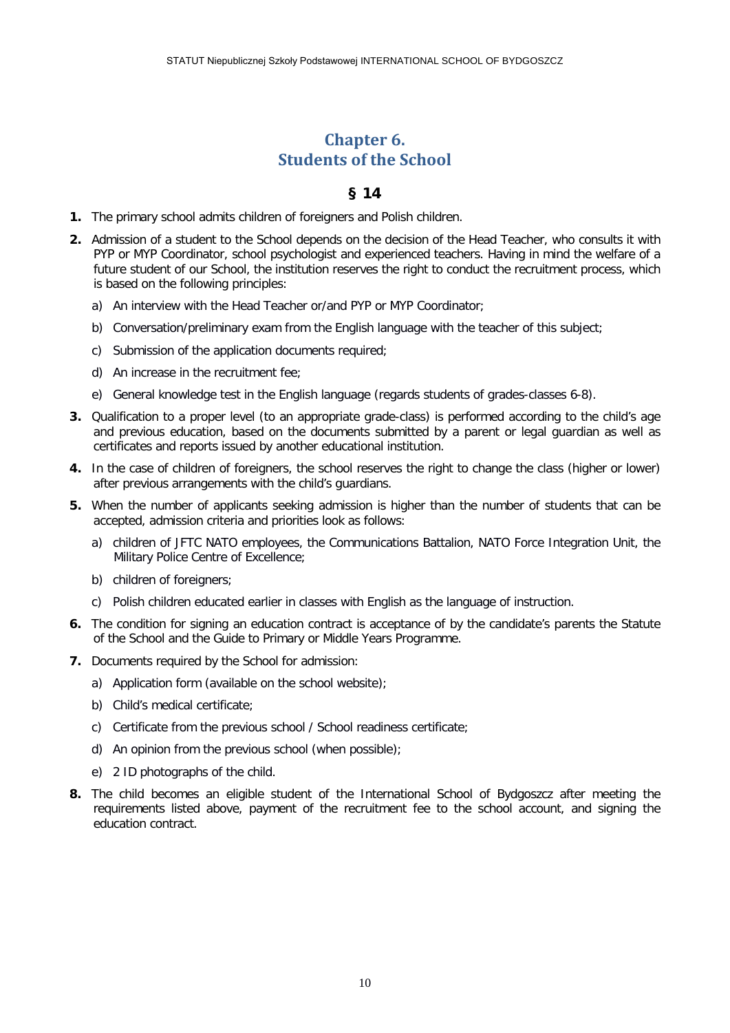## Chapter 6.
## Students of the School

### § 14

**1.** The primary school admits children of foreigners and Polish children.

**2.** Admission of a student to the School depends on the decision of the Head Teacher, who consults it with PYP or MYP Coordinator, school psychologist and experienced teachers. Having in mind the welfare of a future student of our School, the institution reserves the right to conduct the recruitment process, which is based on the following principles:

a) An interview with the Head Teacher or/and PYP or MYP Coordinator;

b) Conversation/preliminary exam from the English language with the teacher of this subject;

c) Submission of the application documents required;

d) An increase in the recruitment fee;

e) General knowledge test in the English language (regards students of grades-classes 6-8).

**3.** Qualification to a proper level (to an appropriate grade-class) is performed according to the child's age and previous education, based on the documents submitted by a parent or legal guardian as well as certificates and reports issued by another educational institution.

**4.** In the case of children of foreigners, the school reserves the right to change the class (higher or lower) after previous arrangements with the child's guardians.

**5.** When the number of applicants seeking admission is higher than the number of students that can be accepted, admission criteria and priorities look as follows:

a) children of JFTC NATO employees, the Communications Battalion, NATO Force Integration Unit, the Military Police Centre of Excellence;

b) children of foreigners;

c) Polish children educated earlier in classes with English as the language of instruction.

**6.** The condition for signing an education contract is acceptance of by the candidate's parents the Statute of the School and the Guide to Primary or Middle Years Programme.

**7.** Documents required by the School for admission:

a) Application form (available on the school website);

b) Child's medical certificate;

c) Certificate from the previous school / School readiness certificate;

d) An opinion from the previous school (when possible);

e) 2 ID photographs of the child.

**8.** The child becomes an eligible student of the International School of Bydgoszcz after meeting the requirements listed above, payment of the recruitment fee to the school account, and signing the education contract.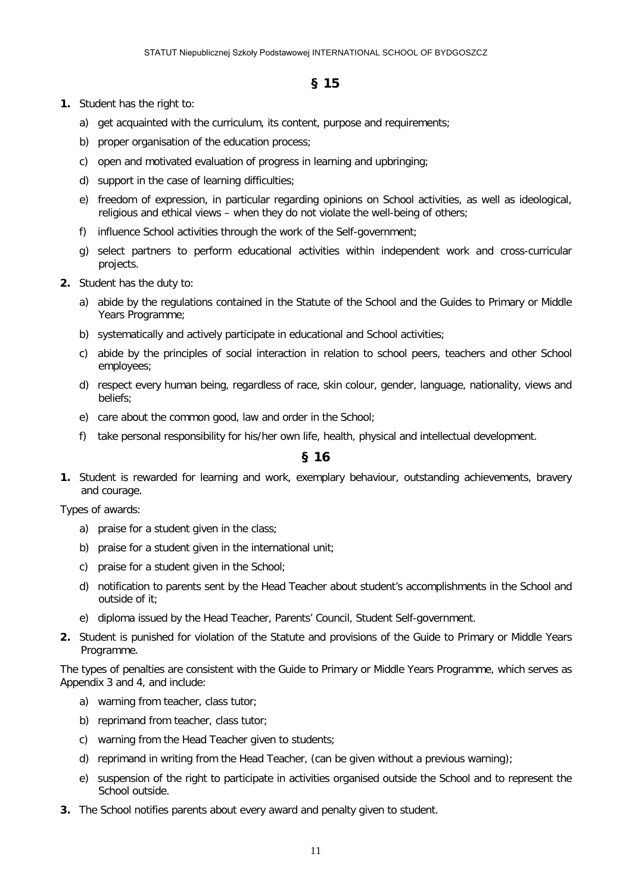## § 15

1. Student has the right to:
   a) get acquainted with the curriculum, its content, purpose and requirements;
   b) proper organisation of the education process;
   c) open and motivated evaluation of progress in learning and upbringing;
   d) support in the case of learning difficulties;
   e) freedom of expression, in particular regarding opinions on School activities, as well as ideological, religious and ethical views – when they do not violate the well-being of others;
   f) influence School activities through the work of the Self-government;
   g) select partners to perform educational activities within independent work and cross-curricular projects.
2. Student has the duty to:
   a) abide by the regulations contained in the Statute of the School and the Guides to Primary or Middle Years Programme;
   b) systematically and actively participate in educational and School activities;
   c) abide by the principles of social interaction in relation to school peers, teachers and other School employees;
   d) respect every human being, regardless of race, skin colour, gender, language, nationality, views and beliefs;
   e) care about the common good, law and order in the School;
   f) take personal responsibility for his/her own life, health, physical and intellectual development.

## § 16

1. Student is rewarded for learning and work, exemplary behaviour, outstanding achievements, bravery and courage.

Types of awards:

   a) praise for a student given in the class;
   b) praise for a student given in the international unit;
   c) praise for a student given in the School;
   d) notification to parents sent by the Head Teacher about student's accomplishments in the School and outside of it;
   e) diploma issued by the Head Teacher, Parents' Council, Student Self-government.

2. Student is punished for violation of the Statute and provisions of the Guide to Primary or Middle Years Programme.

The types of penalties are consistent with the Guide to Primary or Middle Years Programme, which serves as Appendix 3 and 4, and include:

   a) warning from teacher, class tutor;
   b) reprimand from teacher, class tutor;
   c) warning from the Head Teacher given to students;
   d) reprimand in writing from the Head Teacher, (can be given without a previous warning);
   e) suspension of the right to participate in activities organised outside the School and to represent the School outside.

3. The School notifies parents about every award and penalty given to student.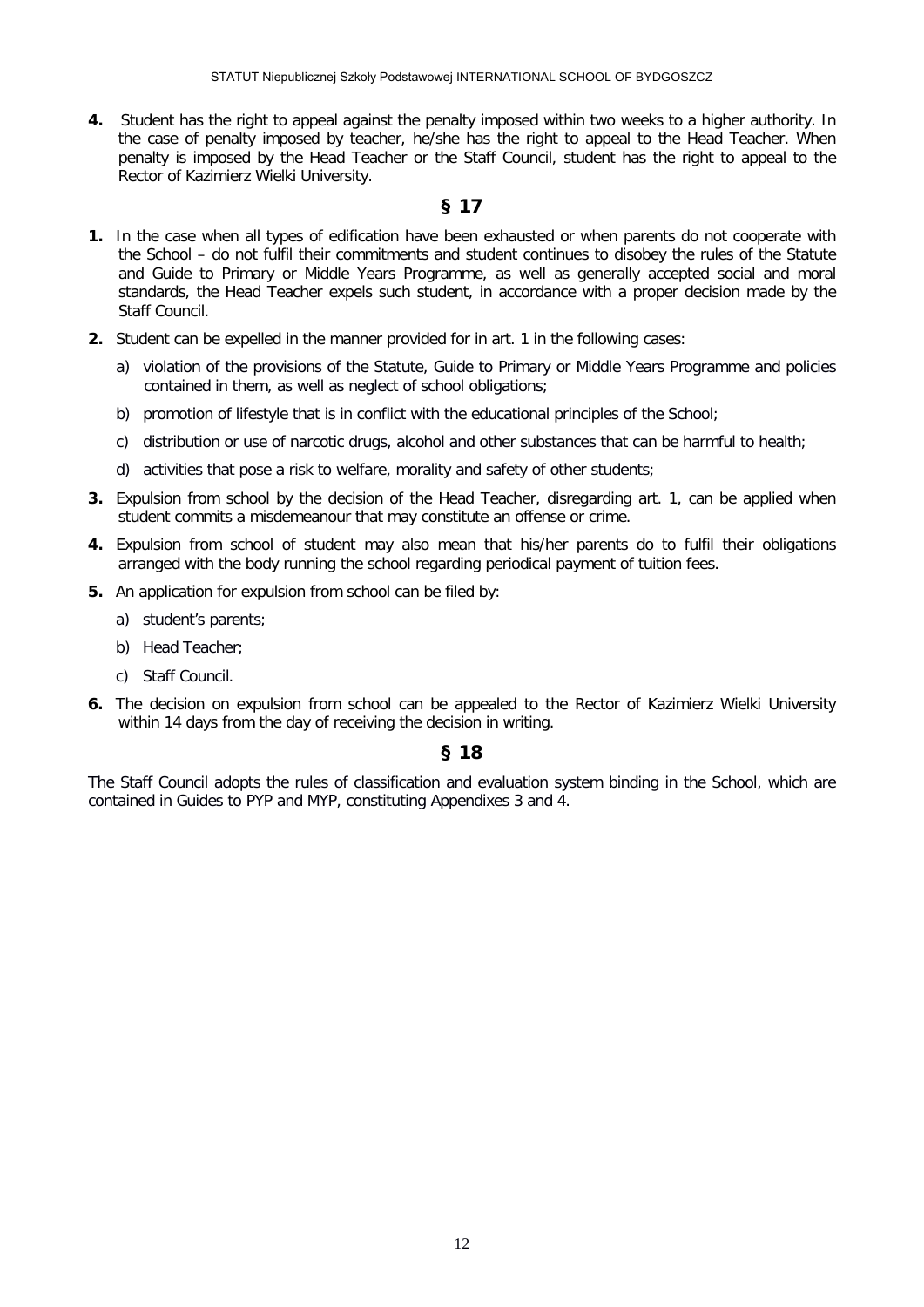**4.** Student has the right to appeal against the penalty imposed within two weeks to a higher authority. In the case of penalty imposed by teacher, he/she has the right to appeal to the Head Teacher. When penalty is imposed by the Head Teacher or the Staff Council, student has the right to appeal to the Rector of Kazimierz Wielki University.

## § 17

**1.** In the case when all types of edification have been exhausted or when parents do not cooperate with the School – do not fulfil their commitments and student continues to disobey the rules of the Statute and Guide to Primary or Middle Years Programme, as well as generally accepted social and moral standards, the Head Teacher expels such student, in accordance with a proper decision made by the Staff Council.

**2.** Student can be expelled in the manner provided for in art. 1 in the following cases:

a) violation of the provisions of the Statute, Guide to Primary or Middle Years Programme and policies contained in them, as well as neglect of school obligations;

b) promotion of lifestyle that is in conflict with the educational principles of the School;

c) distribution or use of narcotic drugs, alcohol and other substances that can be harmful to health;

d) activities that pose a risk to welfare, morality and safety of other students;

**3.** Expulsion from school by the decision of the Head Teacher, disregarding art. 1, can be applied when student commits a misdemeanour that may constitute an offense or crime.

**4.** Expulsion from school of student may also mean that his/her parents do to fulfil their obligations arranged with the body running the school regarding periodical payment of tuition fees.

**5.** An application for expulsion from school can be filed by:

a) student's parents;

b) Head Teacher;

c) Staff Council.

**6.** The decision on expulsion from school can be appealed to the Rector of Kazimierz Wielki University within 14 days from the day of receiving the decision in writing.

## § 18

The Staff Council adopts the rules of classification and evaluation system binding in the School, which are contained in Guides to PYP and MYP, constituting Appendixes 3 and 4.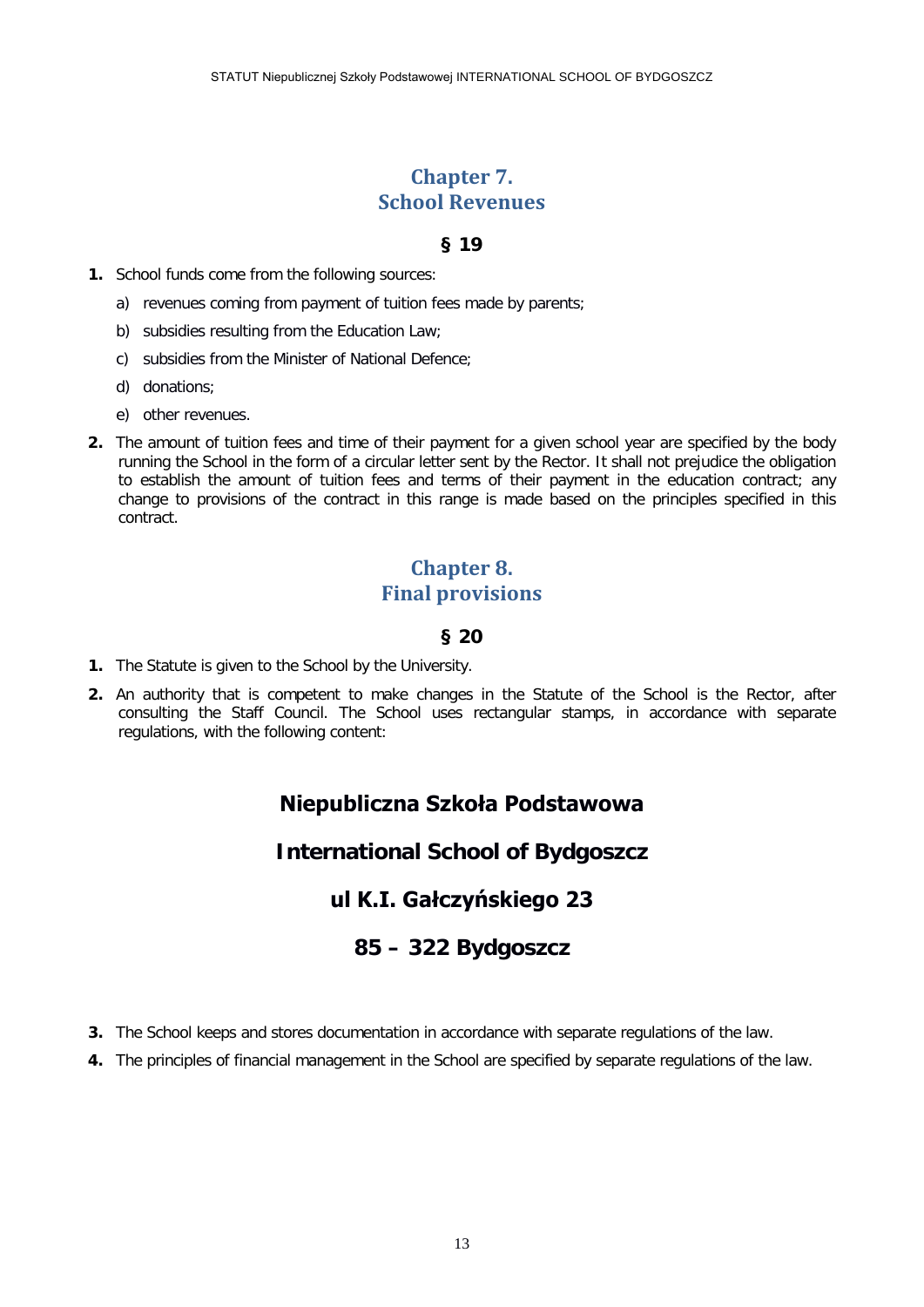## Chapter 7.
## School Revenues

### § 19

1. School funds come from the following sources:
   a) revenues coming from payment of tuition fees made by parents;
   b) subsidies resulting from the Education Law;
   c) subsidies from the Minister of National Defence;
   d) donations;
   e) other revenues.
2. The amount of tuition fees and time of their payment for a given school year are specified by the body running the School in the form of a circular letter sent by the Rector. It shall not prejudice the obligation to establish the amount of tuition fees and terms of their payment in the education contract; any change to provisions of the contract in this range is made based on the principles specified in this contract.

## Chapter 8.
## Final provisions

### § 20

1. The Statute is given to the School by the University.
2. An authority that is competent to make changes in the Statute of the School is the Rector, after consulting the Staff Council. The School uses rectangular stamps, in accordance with separate regulations, with the following content:

**Niepubliczna Szkoła Podstawowa**

**International School of Bydgoszcz**

**ul K.I. Gałczyńskiego 23**

**85 – 322 Bydgoszcz**

3. The School keeps and stores documentation in accordance with separate regulations of the law.
4. The principles of financial management in the School are specified by separate regulations of the law.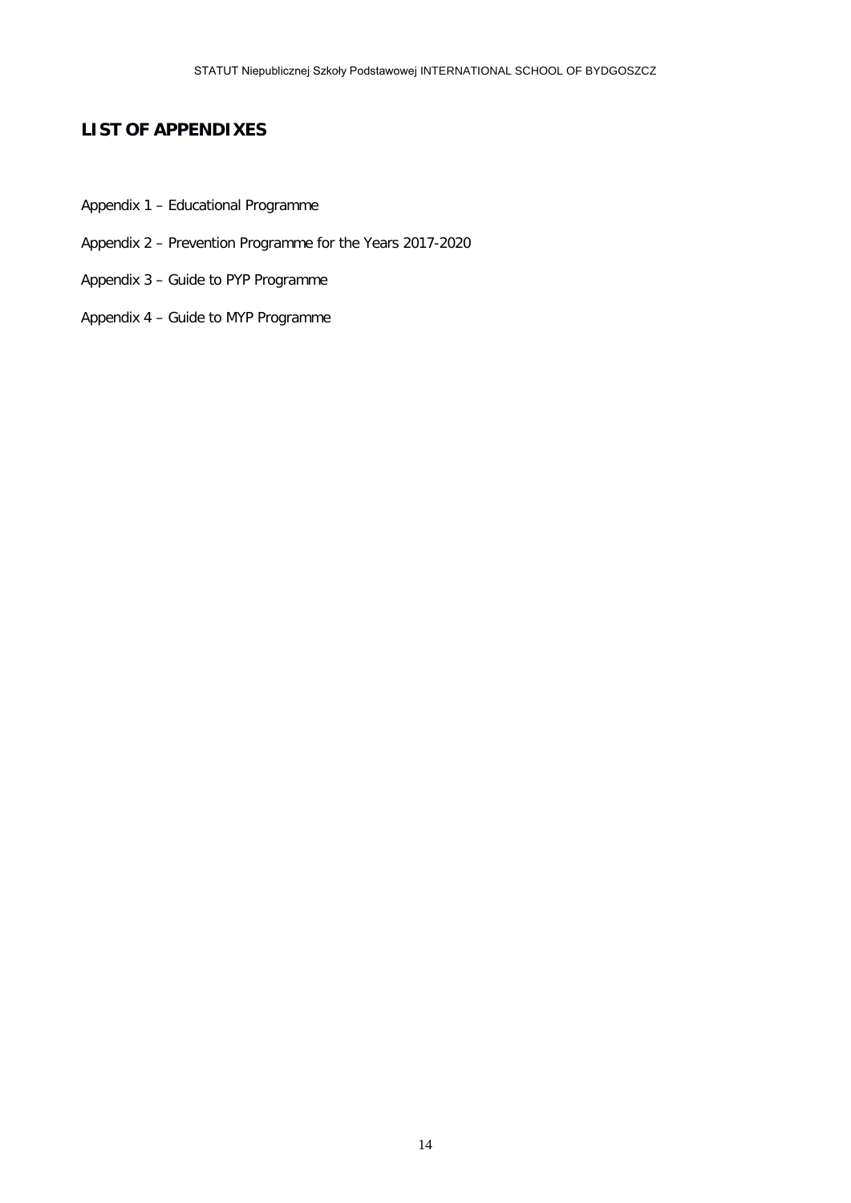## LIST OF APPENDIXES

Appendix 1 – Educational Programme

Appendix 2 – Prevention Programme for the Years 2017-2020

Appendix 3 – Guide to PYP Programme

Appendix 4 – Guide to MYP Programme